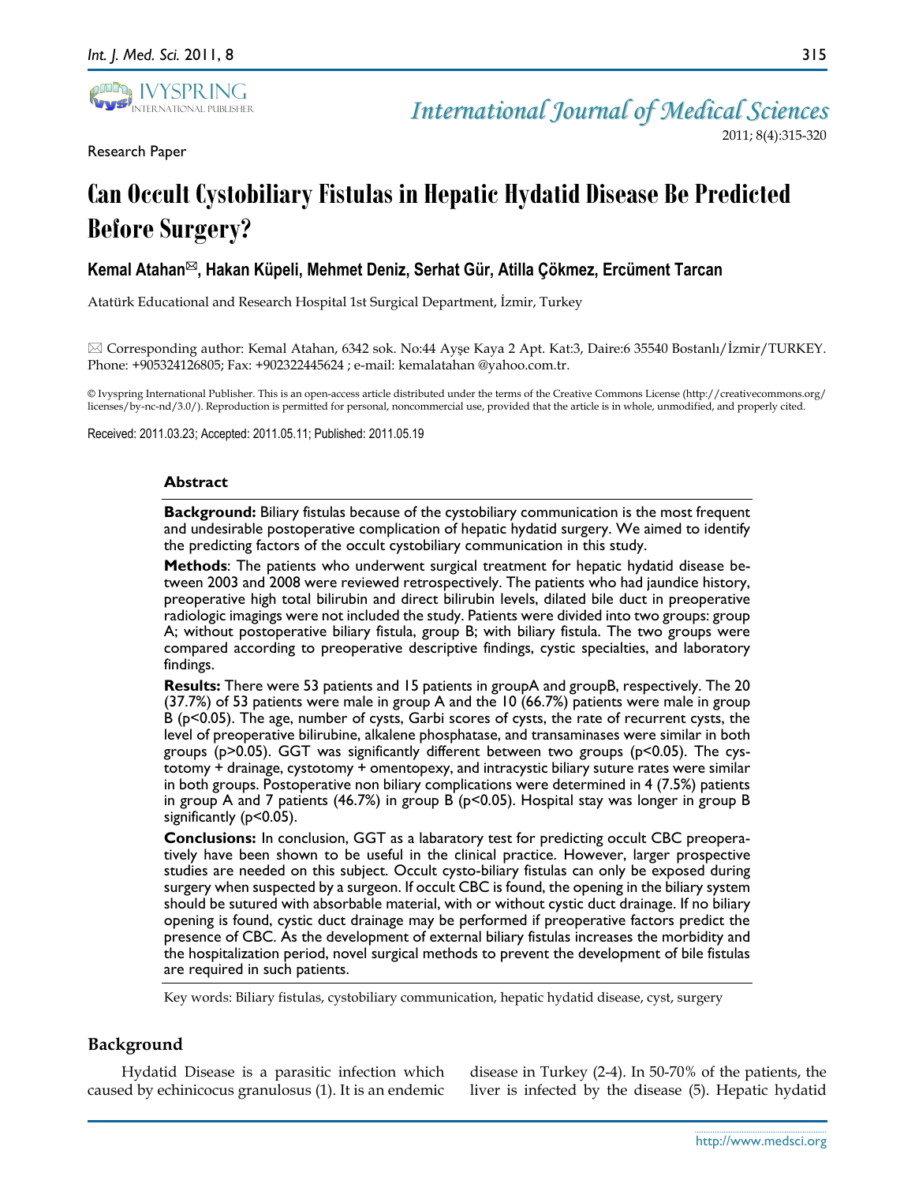Research Paper

# Can Occult Cystobiliary Fistulas in Hepatic Hydatid Disease Be Predicted Before Surgery?

**Kemal Atahan✉, Hakan Küpeli, Mehmet Deniz, Serhat Gür, Atilla Çökmez, Ercüment Tarcan**

Atatürk Educational and Research Hospital 1st Surgical Department, İzmir, Turkey

✉ Corresponding author: Kemal Atahan, 6342 sok. No:44 Ayşe Kaya 2 Apt. Kat:3, Daire:6 35540 Bostanlı/İzmir/TURKEY. Phone: +905324126805; Fax: +902322445624 ; e-mail: kemalatahan @yahoo.com.tr.

© Ivyspring International Publisher. This is an open-access article distributed under the terms of the Creative Commons License (http://creativecommons.org/licenses/by-nc-nd/3.0/). Reproduction is permitted for personal, noncommercial use, provided that the article is in whole, unmodified, and properly cited.

Received: 2011.03.23; Accepted: 2011.05.11; Published: 2011.05.19

## Abstract

**Background:** Biliary fistulas because of the cystobiliary communication is the most frequent and undesirable postoperative complication of hepatic hydatid surgery. We aimed to identify the predicting factors of the occult cystobiliary communication in this study.

**Methods**: The patients who underwent surgical treatment for hepatic hydatid disease between 2003 and 2008 were reviewed retrospectively. The patients who had jaundice history, preoperative high total bilirubin and direct bilirubin levels, dilated bile duct in preoperative radiologic imagings were not included the study. Patients were divided into two groups: group A; without postoperative biliary fistula, group B; with biliary fistula. The two groups were compared according to preoperative descriptive findings, cystic specialties, and laboratory findings.

**Results:** There were 53 patients and 15 patients in groupA and groupB, respectively. The 20 (37.7%) of 53 patients were male in group A and the 10 (66.7%) patients were male in group B ($p<0.05$). The age, number of cysts, Garbi scores of cysts, the rate of recurrent cysts, the level of preoperative bilirubine, alkalene phosphatase, and transaminases were similar in both groups ($p>0.05$). GGT was significantly different between two groups ($p<0.05$). The cystotomy + drainage, cystotomy + omentopexy, and intracystic biliary suture rates were similar in both groups. Postoperative non biliary complications were determined in 4 (7.5%) patients in group A and 7 patients (46.7%) in group B ($p<0.05$). Hospital stay was longer in group B significantly ($p<0.05$).

**Conclusions:** In conclusion, GGT as a labaratory test for predicting occult CBC preoperatively have been shown to be useful in the clinical practice. However, larger prospective studies are needed on this subject. Occult cysto-biliary fistulas can only be exposed during surgery when suspected by a surgeon. If occult CBC is found, the opening in the biliary system should be sutured with absorbable material, with or without cystic duct drainage. If no biliary opening is found, cystic duct drainage may be performed if preoperative factors predict the presence of CBC. As the development of external biliary fistulas increases the morbidity and the hospitalization period, novel surgical methods to prevent the development of bile fistulas are required in such patients.

Key words: Biliary fistulas, cystobiliary communication, hepatic hydatid disease, cyst, surgery

## Background

Hydatid Disease is a parasitic infection which caused by echinicocus granulosus (1). It is an endemic disease in Turkey (2-4). In 50-70% of the patients, the liver is infected by the disease (5). Hepatic hydatid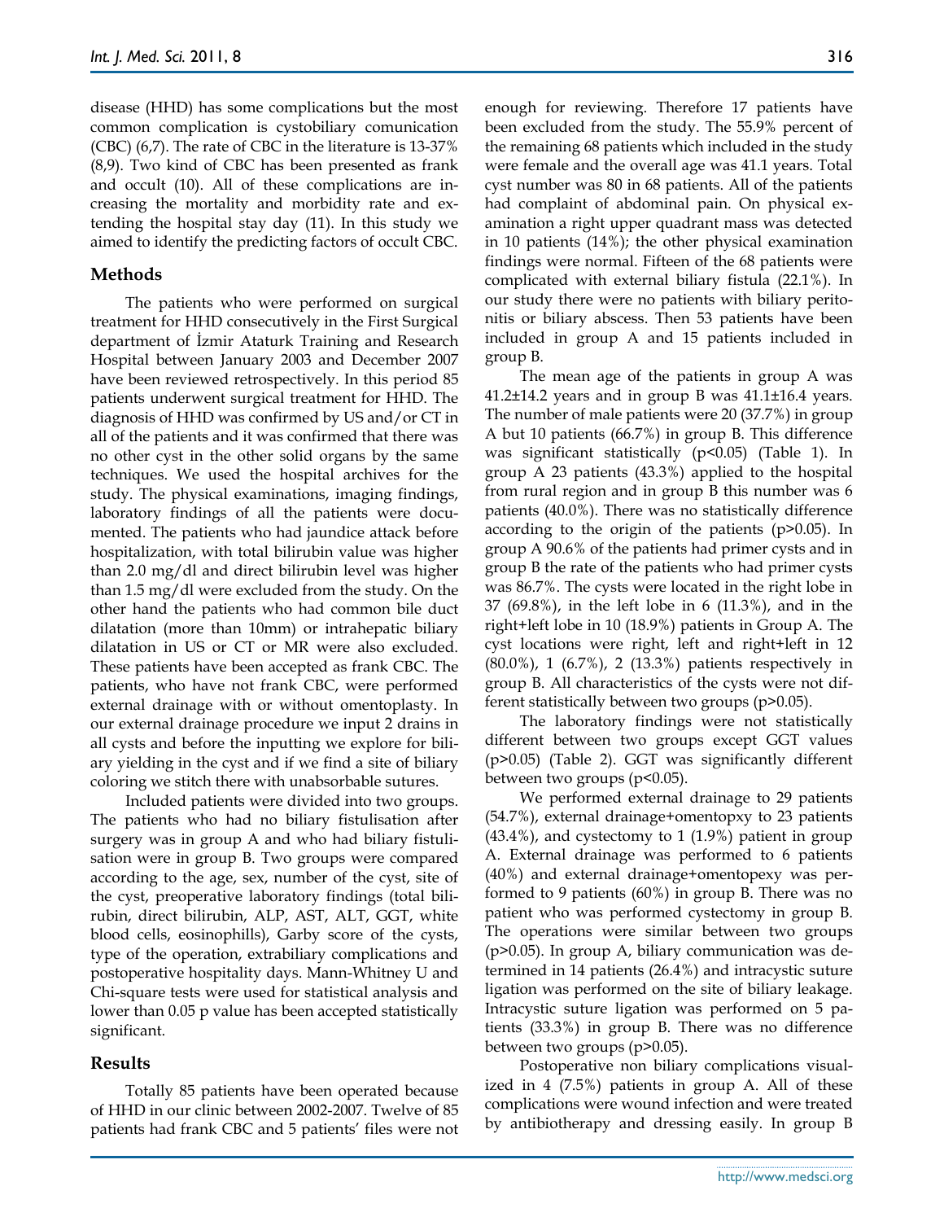disease (HHD) has some complications but the most common complication is cystobiliary comunication (CBC) (6,7). The rate of CBC in the literature is 13-37% (8,9). Two kind of CBC has been presented as frank and occult (10). All of these complications are increasing the mortality and morbidity rate and extending the hospital stay day (11). In this study we aimed to identify the predicting factors of occult CBC.

## Methods

The patients who were performed on surgical treatment for HHD consecutively in the First Surgical department of İzmir Ataturk Training and Research Hospital between January 2003 and December 2007 have been reviewed retrospectively. In this period 85 patients underwent surgical treatment for HHD. The diagnosis of HHD was confirmed by US and/or CT in all of the patients and it was confirmed that there was no other cyst in the other solid organs by the same techniques. We used the hospital archives for the study. The physical examinations, imaging findings, laboratory findings of all the patients were documented. The patients who had jaundice attack before hospitalization, with total bilirubin value was higher than 2.0 mg/dl and direct bilirubin level was higher than 1.5 mg/dl were excluded from the study. On the other hand the patients who had common bile duct dilatation (more than 10mm) or intrahepatic biliary dilatation in US or CT or MR were also excluded. These patients have been accepted as frank CBC. The patients, who have not frank CBC, were performed external drainage with or without omentoplasty. In our external drainage procedure we input 2 drains in all cysts and before the inputting we explore for biliary yielding in the cyst and if we find a site of biliary coloring we stitch there with unabsorbable sutures.

Included patients were divided into two groups. The patients who had no biliary fistulisation after surgery was in group A and who had biliary fistulisation were in group B. Two groups were compared according to the age, sex, number of the cyst, site of the cyst, preoperative laboratory findings (total bilirubin, direct bilirubin, ALP, AST, ALT, GGT, white blood cells, eosinophills), Garby score of the cysts, type of the operation, extrabiliary complications and postoperative hospitality days. Mann-Whitney U and Chi-square tests were used for statistical analysis and lower than 0.05 p value has been accepted statistically significant.

## Results

Totally 85 patients have been operated because of HHD in our clinic between 2002-2007. Twelve of 85 patients had frank CBC and 5 patients' files were not enough for reviewing. Therefore 17 patients have been excluded from the study. The 55.9% percent of the remaining 68 patients which included in the study were female and the overall age was 41.1 years. Total cyst number was 80 in 68 patients. All of the patients had complaint of abdominal pain. On physical examination a right upper quadrant mass was detected in 10 patients (14%); the other physical examination findings were normal. Fifteen of the 68 patients were complicated with external biliary fistula (22.1%). In our study there were no patients with biliary peritonitis or biliary abscess. Then 53 patients have been included in group A and 15 patients included in group B.

The mean age of the patients in group A was 41.2±14.2 years and in group B was 41.1±16.4 years. The number of male patients were 20 (37.7%) in group A but 10 patients (66.7%) in group B. This difference was significant statistically ($p<0.05$) (Table 1). In group A 23 patients (43.3%) applied to the hospital from rural region and in group B this number was 6 patients (40.0%). There was no statistically difference according to the origin of the patients ($p>0.05$). In group A 90.6% of the patients had primer cysts and in group B the rate of the patients who had primer cysts was 86.7%. The cysts were located in the right lobe in 37 (69.8%), in the left lobe in 6 (11.3%), and in the right+left lobe in 10 (18.9%) patients in Group A. The cyst locations were right, left and right+left in 12 (80.0%), 1 (6.7%), 2 (13.3%) patients respectively in group B. All characteristics of the cysts were not different statistically between two groups ($p>0.05$).

The laboratory findings were not statistically different between two groups except GGT values ($p>0.05$) (Table 2). GGT was significantly different between two groups ($p<0.05$).

We performed external drainage to 29 patients (54.7%), external drainage+omentopxy to 23 patients (43.4%), and cystectomy to 1 (1.9%) patient in group A. External drainage was performed to 6 patients (40%) and external drainage+omentopexy was performed to 9 patients (60%) in group B. There was no patient who was performed cystectomy in group B. The operations were similar between two groups ($p>0.05$). In group A, biliary communication was determined in 14 patients (26.4%) and intracystic suture ligation was performed on the site of biliary leakage. Intracystic suture ligation was performed on 5 patients (33.3%) in group B. There was no difference between two groups ($p>0.05$).

Postoperative non biliary complications visualized in 4 (7.5%) patients in group A. All of these complications were wound infection and were treated by antibiotherapy and dressing easily. In group B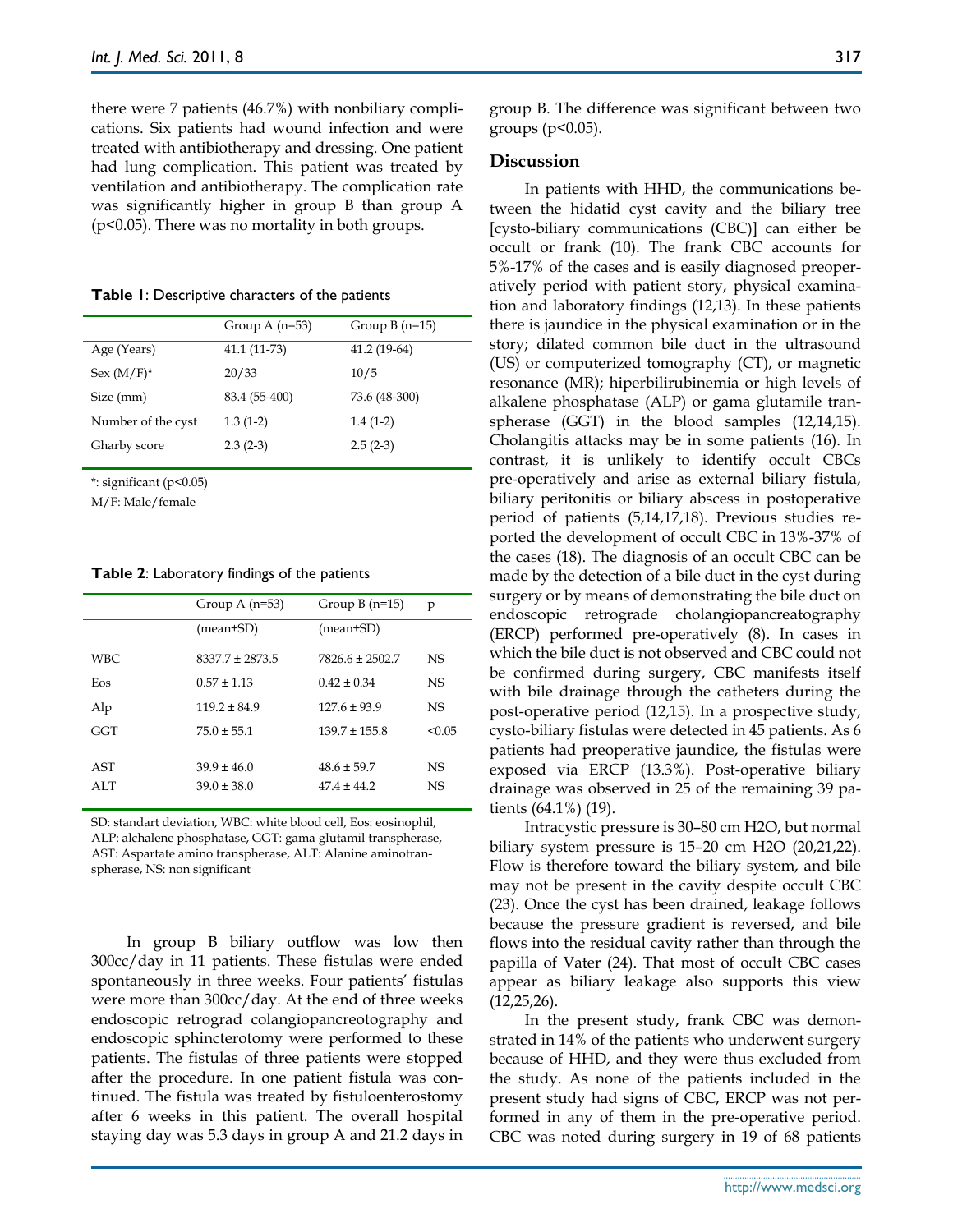there were 7 patients (46.7%) with nonbiliary complications. Six patients had wound infection and were treated with antibiotherapy and dressing. One patient had lung complication. This patient was treated by ventilation and antibiotherapy. The complication rate was significantly higher in group B than group A ($p<0.05$). There was no mortality in both groups.

**Table 1**: Descriptive characters of the patients

| | Group A (n=53) | Group B (n=15) |
|---|---|---|
| Age (Years) | 41.1 (11-73) | 41.2 (19-64) |
| Sex (M/F)* | 20/33 | 10/5 |
| Size (mm) | 83.4 (55-400) | 73.6 (48-300) |
| Number of the cyst | 1.3 (1-2) | 1.4 (1-2) |
| Gharby score | 2.3 (2-3) | 2.5 (2-3) |

*: significant ($p<0.05$)

M/F: Male/female

**Table 2**: Laboratory findings of the patients

| | Group A (n=53) | Group B (n=15) | p |
|---|---|---|---|
| | (mean±SD) | (mean±SD) | |
| WBC | 8337.7 ± 2873.5 | 7826.6 ± 2502.7 | NS |
| Eos | 0.57 ± 1.13 | 0.42 ± 0.34 | NS |
| Alp | 119.2 ± 84.9 | 127.6 ± 93.9 | NS |
| GGT | 75.0 ± 55.1 | 139.7 ± 155.8 | <0.05 |
| AST | 39.9 ± 46.0 | 48.6 ± 59.7 | NS |
| ALT | 39.0 ± 38.0 | 47.4 ± 44.2 | NS |

SD: standart deviation, WBC: white blood cell, Eos: eosinophil, ALP: alchalene phosphatase, GGT: gama glutamil transpherase, AST: Aspartate amino transpherase, ALT: Alanine aminotranspherase, NS: non significant

In group B biliary outflow was low then 300cc/day in 11 patients. These fistulas were ended spontaneously in three weeks. Four patients' fistulas were more than 300cc/day. At the end of three weeks endoscopic retrograd colangiopancreotography and endoscopic sphincterotomy were performed to these patients. The fistulas of three patients were stopped after the procedure. In one patient fistula was continued. The fistula was treated by fistuloenterostomy after 6 weeks in this patient. The overall hospital staying day was 5.3 days in group A and 21.2 days in group B. The difference was significant between two groups ($p<0.05$).

## Discussion

In patients with HHD, the communications between the hidatid cyst cavity and the biliary tree [cysto-biliary communications (CBC)] can either be occult or frank (10). The frank CBC accounts for 5%-17% of the cases and is easily diagnosed preoperatively period with patient story, physical examination and laboratory findings (12,13). In these patients there is jaundice in the physical examination or in the story; dilated common bile duct in the ultrasound (US) or computerized tomography (CT), or magnetic resonance (MR); hiperbilirubinemia or high levels of alkalene phosphatase (ALP) or gama glutamile transpherase (GGT) in the blood samples (12,14,15). Cholangitis attacks may be in some patients (16). In contrast, it is unlikely to identify occult CBCs pre-operatively and arise as external biliary fistula, biliary peritonitis or biliary abscess in postoperative period of patients (5,14,17,18). Previous studies reported the development of occult CBC in 13%-37% of the cases (18). The diagnosis of an occult CBC can be made by the detection of a bile duct in the cyst during surgery or by means of demonstrating the bile duct on endoscopic retrograde cholangiopancreatography (ERCP) performed pre-operatively (8). In cases in which the bile duct is not observed and CBC could not be confirmed during surgery, CBC manifests itself with bile drainage through the catheters during the post-operative period (12,15). In a prospective study, cysto-biliary fistulas were detected in 45 patients. As 6 patients had preoperative jaundice, the fistulas were exposed via ERCP (13.3%). Post-operative biliary drainage was observed in 25 of the remaining 39 patients (64.1%) (19).

Intracystic pressure is 30–80 cm $H_2O$, but normal biliary system pressure is 15–20 cm $H_2O$ (20,21,22). Flow is therefore toward the biliary system, and bile may not be present in the cavity despite occult CBC (23). Once the cyst has been drained, leakage follows because the pressure gradient is reversed, and bile flows into the residual cavity rather than through the papilla of Vater (24). That most of occult CBC cases appear as biliary leakage also supports this view (12,25,26).

In the present study, frank CBC was demonstrated in 14% of the patients who underwent surgery because of HHD, and they were thus excluded from the study. As none of the patients included in the present study had signs of CBC, ERCP was not performed in any of them in the pre-operative period. CBC was noted during surgery in 19 of 68 patients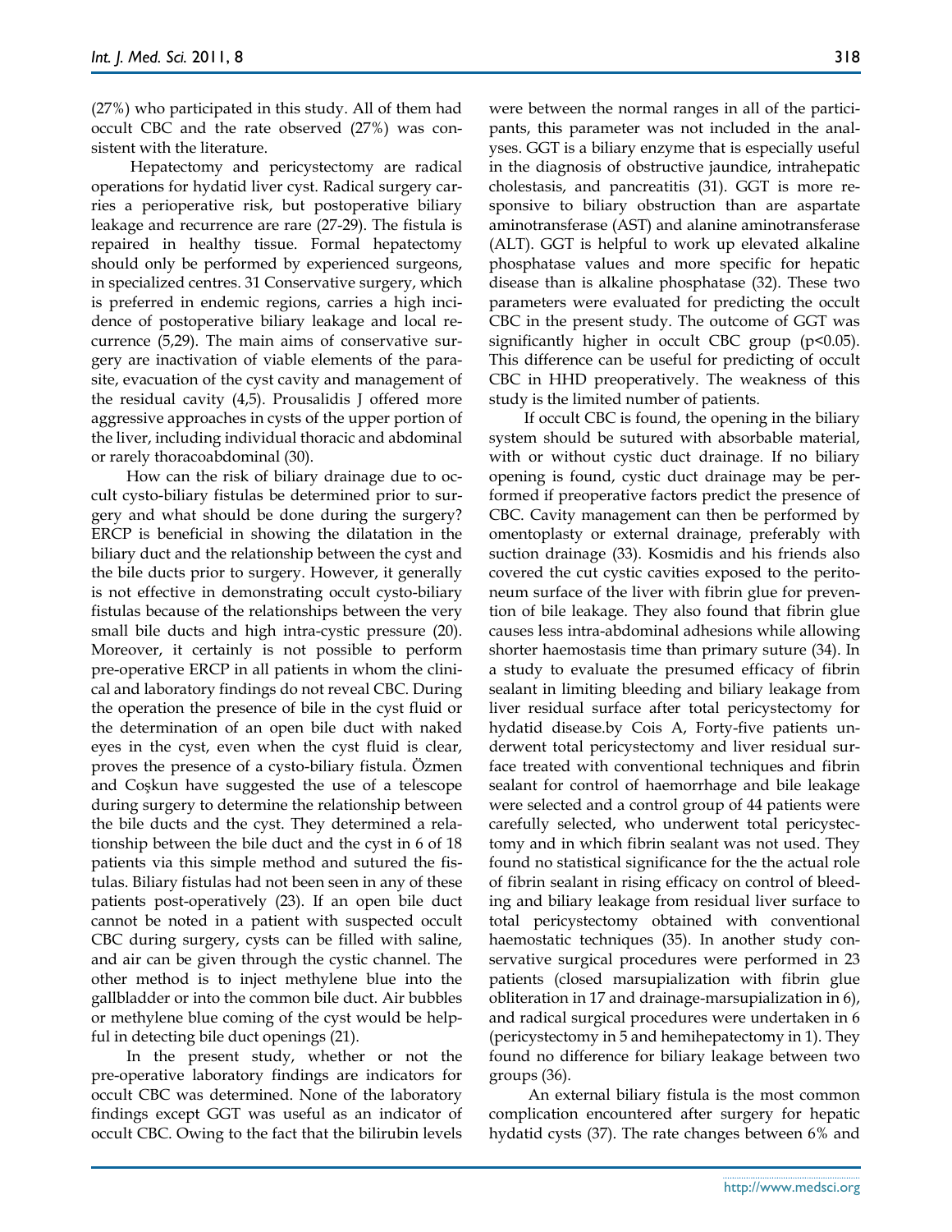(27%) who participated in this study. All of them had occult CBC and the rate observed (27%) was consistent with the literature.

Hepatectomy and pericystectomy are radical operations for hydatid liver cyst. Radical surgery carries a perioperative risk, but postoperative biliary leakage and recurrence are rare (27-29). The fistula is repaired in healthy tissue. Formal hepatectomy should only be performed by experienced surgeons, in specialized centres. 31 Conservative surgery, which is preferred in endemic regions, carries a high incidence of postoperative biliary leakage and local recurrence (5,29). The main aims of conservative surgery are inactivation of viable elements of the parasite, evacuation of the cyst cavity and management of the residual cavity (4,5). Prousalidis J offered more aggressive approaches in cysts of the upper portion of the liver, including individual thoracic and abdominal or rarely thoracoabdominal (30).

How can the risk of biliary drainage due to occult cysto-biliary fistulas be determined prior to surgery and what should be done during the surgery? ERCP is beneficial in showing the dilatation in the biliary duct and the relationship between the cyst and the bile ducts prior to surgery. However, it generally is not effective in demonstrating occult cysto-biliary fistulas because of the relationships between the very small bile ducts and high intra-cystic pressure (20). Moreover, it certainly is not possible to perform pre-operative ERCP in all patients in whom the clinical and laboratory findings do not reveal CBC. During the operation the presence of bile in the cyst fluid or the determination of an open bile duct with naked eyes in the cyst, even when the cyst fluid is clear, proves the presence of a cysto-biliary fistula. Özmen and Coşkun have suggested the use of a telescope during surgery to determine the relationship between the bile ducts and the cyst. They determined a relationship between the bile duct and the cyst in 6 of 18 patients via this simple method and sutured the fistulas. Biliary fistulas had not been seen in any of these patients post-operatively (23). If an open bile duct cannot be noted in a patient with suspected occult CBC during surgery, cysts can be filled with saline, and air can be given through the cystic channel. The other method is to inject methylene blue into the gallbladder or into the common bile duct. Air bubbles or methylene blue coming of the cyst would be helpful in detecting bile duct openings (21).

In the present study, whether or not the pre-operative laboratory findings are indicators for occult CBC was determined. None of the laboratory findings except GGT was useful as an indicator of occult CBC. Owing to the fact that the bilirubin levels were between the normal ranges in all of the participants, this parameter was not included in the analyses. GGT is a biliary enzyme that is especially useful in the diagnosis of obstructive jaundice, intrahepatic cholestasis, and pancreatitis (31). GGT is more responsive to biliary obstruction than are aspartate aminotransferase (AST) and alanine aminotransferase (ALT). GGT is helpful to work up elevated alkaline phosphatase values and more specific for hepatic disease than is alkaline phosphatase (32). These two parameters were evaluated for predicting the occult CBC in the present study. The outcome of GGT was significantly higher in occult CBC group ($p<0.05$). This difference can be useful for predicting of occult CBC in HHD preoperatively. The weakness of this study is the limited number of patients.

If occult CBC is found, the opening in the biliary system should be sutured with absorbable material, with or without cystic duct drainage. If no biliary opening is found, cystic duct drainage may be performed if preoperative factors predict the presence of CBC. Cavity management can then be performed by omentoplasty or external drainage, preferably with suction drainage (33). Kosmidis and his friends also covered the cut cystic cavities exposed to the peritoneum surface of the liver with fibrin glue for prevention of bile leakage. They also found that fibrin glue causes less intra-abdominal adhesions while allowing shorter haemostasis time than primary suture (34). In a study to evaluate the presumed efficacy of fibrin sealant in limiting bleeding and biliary leakage from liver residual surface after total pericystectomy for hydatid disease.by Cois A, Forty-five patients underwent total pericystectomy and liver residual surface treated with conventional techniques and fibrin sealant for control of haemorrhage and bile leakage were selected and a control group of 44 patients were carefully selected, who underwent total pericystectomy and in which fibrin sealant was not used. They found no statistical significance for the the actual role of fibrin sealant in rising efficacy on control of bleeding and biliary leakage from residual liver surface to total pericystectomy obtained with conventional haemostatic techniques (35). In another study conservative surgical procedures were performed in 23 patients (closed marsupialization with fibrin glue obliteration in 17 and drainage-marsupialization in 6), and radical surgical procedures were undertaken in 6 (pericystectomy in 5 and hemihepatectomy in 1). They found no difference for biliary leakage between two groups (36).

An external biliary fistula is the most common complication encountered after surgery for hepatic hydatid cysts (37). The rate changes between 6% and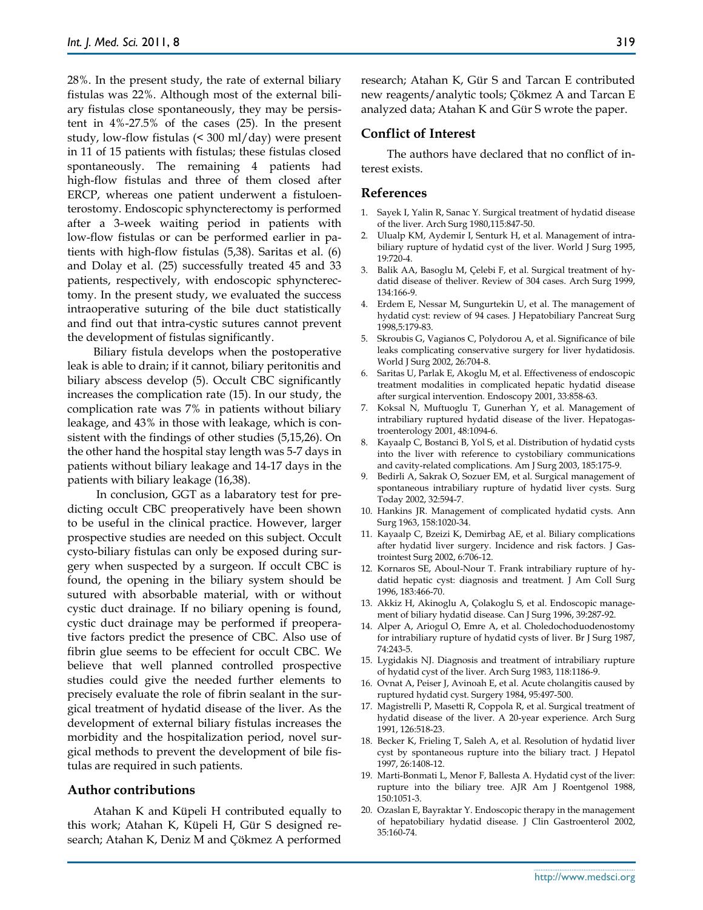28%. In the present study, the rate of external biliary fistulas was 22%. Although most of the external biliary fistulas close spontaneously, they may be persistent in 4%-27.5% of the cases (25). In the present study, low-flow fistulas (< 300 ml/day) were present in 11 of 15 patients with fistulas; these fistulas closed spontaneously. The remaining 4 patients had high-flow fistulas and three of them closed after ERCP, whereas one patient underwent a fistuloenterostomy. Endoscopic sphyncterectomy is performed after a 3-week waiting period in patients with low-flow fistulas or can be performed earlier in patients with high-flow fistulas (5,38). Saritas et al. (6) and Dolay et al. (25) successfully treated 45 and 33 patients, respectively, with endoscopic sphyncterectomy. In the present study, we evaluated the success intraoperative suturing of the bile duct statistically and find out that intra-cystic sutures cannot prevent the development of fistulas significantly.

Biliary fistula develops when the postoperative leak is able to drain; if it cannot, biliary peritonitis and biliary abscess develop (5). Occult CBC significantly increases the complication rate (15). In our study, the complication rate was 7% in patients without biliary leakage, and 43% in those with leakage, which is consistent with the findings of other studies (5,15,26). On the other hand the hospital stay length was 5-7 days in patients without biliary leakage and 14-17 days in the patients with biliary leakage (16,38).

In conclusion, GGT as a labaratory test for predicting occult CBC preoperatively have been shown to be useful in the clinical practice. However, larger prospective studies are needed on this subject. Occult cysto-biliary fistulas can only be exposed during surgery when suspected by a surgeon. If occult CBC is found, the opening in the biliary system should be sutured with absorbable material, with or without cystic duct drainage. If no biliary opening is found, cystic duct drainage may be performed if preoperative factors predict the presence of CBC. Also use of fibrin glue seems to be effecient for occult CBC. We believe that well planned controlled prospective studies could give the needed further elements to precisely evaluate the role of fibrin sealant in the surgical treatment of hydatid disease of the liver. As the development of external biliary fistulas increases the morbidity and the hospitalization period, novel surgical methods to prevent the development of bile fistulas are required in such patients.

## Author contributions

Atahan K and Küpeli H contributed equally to this work; Atahan K, Küpeli H, Gür S designed research; Atahan K, Deniz M and Çökmez A performed research; Atahan K, Gür S and Tarcan E contributed new reagents/analytic tools; Çökmez A and Tarcan E analyzed data; Atahan K and Gür S wrote the paper.

## Conflict of Interest

The authors have declared that no conflict of interest exists.

## References

1. Sayek I, Yalin R, Sanac Y. Surgical treatment of hydatid disease of the liver. Arch Surg 1980,115:847-50.
2. Ulualp KM, Aydemir I, Senturk H, et al. Management of intrabiliary rupture of hydatid cyst of the liver. World J Surg 1995, 19:720-4.
3. Balik AA, Basoglu M, Çelebi F, et al. Surgical treatment of hydatid disease of theliver. Review of 304 cases. Arch Surg 1999, 134:166-9.
4. Erdem E, Nessar M, Sungurtekin U, et al. The management of hydatid cyst: review of 94 cases. J Hepatobiliary Pancreat Surg 1998,5:179-83.
5. Skroubis G, Vagianos C, Polydorou A, et al. Significance of bile leaks complicating conservative surgery for liver hydatidosis. World J Surg 2002, 26:704-8.
6. Saritas U, Parlak E, Akoglu M, et al. Effectiveness of endoscopic treatment modalities in complicated hepatic hydatid disease after surgical intervention. Endoscopy 2001, 33:858-63.
7. Koksal N, Muftuoglu T, Gunerhan Y, et al. Management of intrabiliary ruptured hydatid disease of the liver. Hepatogastroenterology 2001, 48:1094-6.
8. Kayaalp C, Bostanci B, Yol S, et al. Distribution of hydatid cysts into the liver with reference to cystobiliary communications and cavity-related complications. Am J Surg 2003, 185:175-9.
9. Bedirli A, Sakrak O, Sozuer EM, et al. Surgical management of spontaneous intrabiliary rupture of hydatid liver cysts. Surg Today 2002, 32:594-7.
10. Hankins JR. Management of complicated hydatid cysts. Ann Surg 1963, 158:1020-34.
11. Kayaalp C, Bzeizi K, Demirbag AE, et al. Biliary complications after hydatid liver surgery. Incidence and risk factors. J Gastrointest Surg 2002, 6:706-12.
12. Kornaros SE, Aboul-Nour T. Frank intrabiliary rupture of hydatid hepatic cyst: diagnosis and treatment. J Am Coll Surg 1996, 183:466-70.
13. Akkiz H, Akinoglu A, Çolakoglu S, et al. Endoscopic management of biliary hydatid disease. Can J Surg 1996, 39:287-92.
14. Alper A, Ariogul O, Emre A, et al. Choledochoduodenostomy for intrabiliary rupture of hydatid cysts of liver. Br J Surg 1987, 74:243-5.
15. Lygidakis NJ. Diagnosis and treatment of intrabiliary rupture of hydatid cyst of the liver. Arch Surg 1983, 118:1186-9.
16. Ovnat A, Peiser J, Avinoah E, et al. Acute cholangitis caused by ruptured hydatid cyst. Surgery 1984, 95:497-500.
17. Magistrelli P, Masetti R, Coppola R, et al. Surgical treatment of hydatid disease of the liver. A 20-year experience. Arch Surg 1991, 126:518-23.
18. Becker K, Frieling T, Saleh A, et al. Resolution of hydatid liver cyst by spontaneous rupture into the biliary tract. J Hepatol 1997, 26:1408-12.
19. Marti-Bonmati L, Menor F, Ballesta A. Hydatid cyst of the liver: rupture into the biliary tree. AJR Am J Roentgenol 1988, 150:1051-3.
20. Ozaslan E, Bayraktar Y. Endoscopic therapy in the management of hepatobiliary hydatid disease. J Clin Gastroenterol 2002, 35:160-74.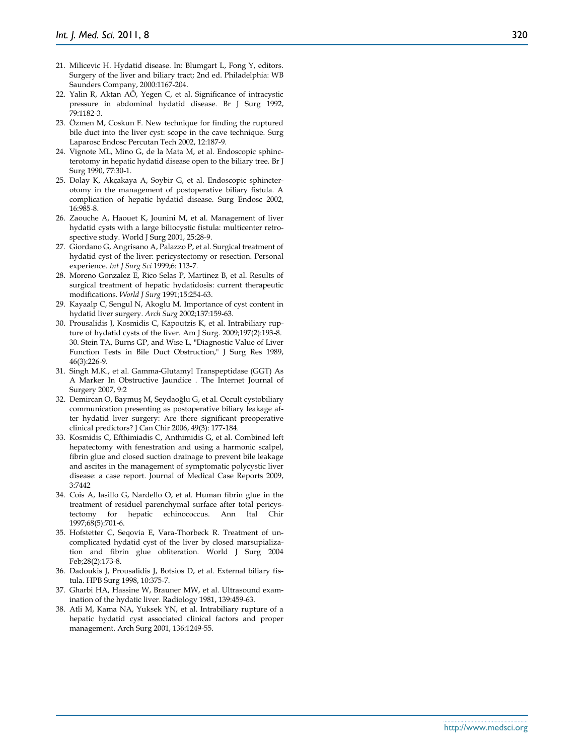21. Milicevic H. Hydatid disease. In: Blumgart L, Fong Y, editors. Surgery of the liver and biliary tract; 2nd ed. Philadelphia: WB Saunders Company, 2000:1167-204.
22. Yalin R, Aktan AÖ, Yegen C, et al. Significance of intracystic pressure in abdominal hydatid disease. Br J Surg 1992, 79:1182-3.
23. Özmen M, Coskun F. New technique for finding the ruptured bile duct into the liver cyst: scope in the cave technique. Surg Laparosc Endosc Percutan Tech 2002, 12:187-9.
24. Vignote ML, Mino G, de la Mata M, et al. Endoscopic sphincterotomy in hepatic hydatid disease open to the biliary tree. Br J Surg 1990, 77:30-1.
25. Dolay K, Akçakaya A, Soybir G, et al. Endoscopic sphincterotomy in the management of postoperative biliary fistula. A complication of hepatic hydatid disease. Surg Endosc 2002, 16:985-8.
26. Zaouche A, Haouet K, Jounini M, et al. Management of liver hydatid cysts with a large biliocystic fistula: multicenter retrospective study. World J Surg 2001, 25:28-9.
27. Giordano G, Angrisano A, Palazzo P, et al. Surgical treatment of hydatid cyst of the liver: pericystectomy or resection. Personal experience. *Int J Surg Sci* 1999;6: 113-7.
28. Moreno Gonzalez E, Rico Selas P, Martinez B, et al. Results of surgical treatment of hepatic hydatidosis: current therapeutic modifications. *World J Surg* 1991;15:254-63.
29. Kayaalp C, Sengul N, Akoglu M. Importance of cyst content in hydatid liver surgery. *Arch Surg* 2002;137:159-63.
30. Prousalidis J, Kosmidis C, Kapoutzis K, et al. Intrabiliary rupture of hydatid cysts of the liver. Am J Surg. 2009;197(2):193-8. 30. Stein TA, Burns GP, and Wise L, "Diagnostic Value of Liver Function Tests in Bile Duct Obstruction," J Surg Res 1989, 46(3):226-9.
31. Singh M.K., et al. Gamma-Glutamyl Transpeptidase (GGT) As A Marker In Obstructive Jaundice . The Internet Journal of Surgery 2007, 9:2
32. Demircan O, Baymuş M, Seydaoğlu G, et al. Occult cystobiliary communication presenting as postoperative biliary leakage after hydatid liver surgery: Are there significant preoperative clinical predictors? J Can Chir 2006, 49(3): 177-184.
33. Kosmidis C, Efthimiadis C, Anthimidis G, et al. Combined left hepatectomy with fenestration and using a harmonic scalpel, fibrin glue and closed suction drainage to prevent bile leakage and ascites in the management of symptomatic polycystic liver disease: a case report. Journal of Medical Case Reports 2009, 3:7442
34. Cois A, Iasillo G, Nardello O, et al. Human fibrin glue in the treatment of residuel parenchymal surface after total pericystectomy for hepatic echinococcus. Ann Ital Chir 1997;68(5):701-6.
35. Hofstetter C, Seqovia E, Vara-Thorbeck R. Treatment of uncomplicated hydatid cyst of the liver by closed marsupialization and fibrin glue obliteration. World J Surg 2004 Feb;28(2):173-8.
36. Dadoukis J, Prousalidis J, Botsios D, et al. External biliary fistula. HPB Surg 1998, 10:375-7.
37. Gharbi HA, Hassine W, Brauner MW, et al. Ultrasound examination of the hydatic liver. Radiology 1981, 139:459-63.
38. Atli M, Kama NA, Yuksek YN, et al. Intrabiliary rupture of a hepatic hydatid cyst associated clinical factors and proper management. Arch Surg 2001, 136:1249-55.